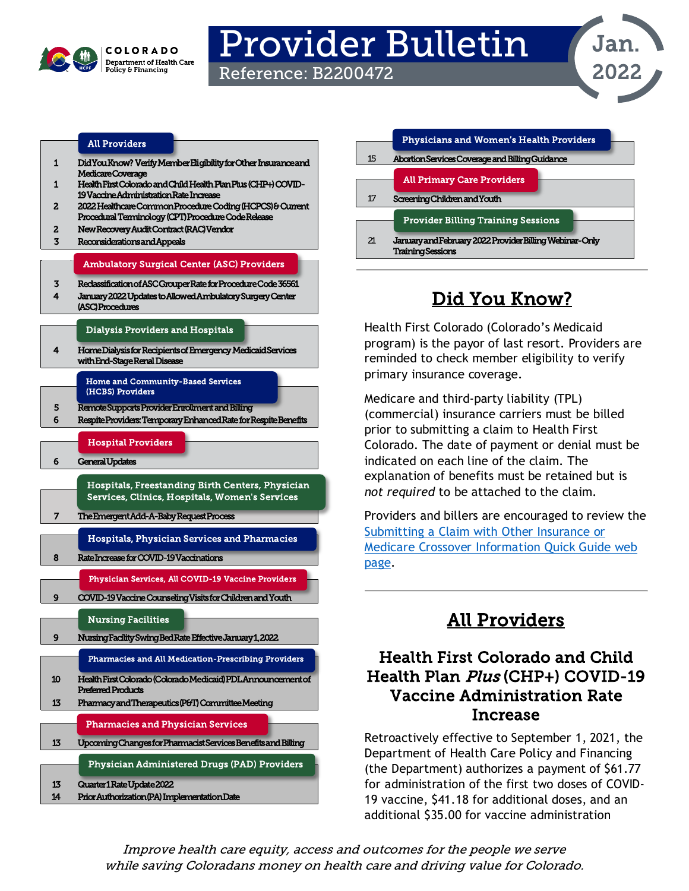COLORADO Department of Health Care Policy & Financing

# Provider Bulletin

Reference: B2200472

Jan. 2022

**All Providers**

| | |
|---|---|
| 1 | Did You Know? Verify Member Eligibility for Other Insurance and Medicare Coverage |
| 1 | Health First Colorado and Child Health Plan Plus (CHP+) COVID-19 Vaccine Administration Rate Increase |
| 2 | 2022 Healthcare Common Procedure Coding (HCPCS) & Current Procedural Terminology (CPT) Procedure Code Release |
| 2 | New Recovery Audit Contract (RAC) Vendor |
| 3 | Reconsiderations and Appeals |

**Ambulatory Surgical Center (ASC) Providers**

| | |
|---|---|
| 3 | Reclassification of ASC Grouper Rate for Procedure Code 36561 |
| 4 | January 2022 Updates to Allowed Ambulatory Surgery Center (ASC) Procedures |

**Dialysis Providers and Hospitals**

| | |
|---|---|
| 4 | Home Dialysis for Recipients of Emergency Medicaid Services with End-Stage Renal Disease |

**Home and Community-Based Services (HCBS) Providers**

| | |
|---|---|
| 5 | Remote Supports Provider Enrollment and Billing |
| 6 | Respite Providers: Temporary Enhanced Rate for Respite Benefits |

**Hospital Providers**

| | |
|---|---|
| 6 | General Updates |

**Hospitals, Freestanding Birth Centers, Physician Services, Clinics, Hospitals, Women's Services**

| | |
|---|---|
| 7 | The Emergent Add-A-Baby Request Process |

**Hospitals, Physician Services and Pharmacies**

| | |
|---|---|
| 8 | Rate Increase for COVID-19 Vaccinations |

**Physician Services, All COVID-19 Vaccine Providers**

| | |
|---|---|
| 9 | COVID-19 Vaccine Counseling Visits for Children and Youth |

**Nursing Facilities**

| | |
|---|---|
| 9 | Nursing Facility Swing Bed Rate Effective January 1, 2022 |

**Pharmacies and All Medication-Prescribing Providers**

| | |
|---|---|
| 10 | Health First Colorado (Colorado Medicaid) PDL Announcement of Preferred Products |
| 13 | Pharmacy and Therapeutics (P&T) Committee Meeting |

**Pharmacies and Physician Services**

| | |
|---|---|
| 13 | Upcoming Changes for Pharmacist Services Benefits and Billing |

**Physician Administered Drugs (PAD) Providers**

| | |
|---|---|
| 13 | Quarter 1 Rate Update 2022 |
| 14 | Prior Authorization (PA) Implementation Date |

**Physicians and Women's Health Providers**

| | |
|---|---|
| 15 | Abortion Services Coverage and Billing Guidance |

**All Primary Care Providers**

| | |
|---|---|
| 17 | Screening Children and Youth |

**Provider Billing Training Sessions**

| | |
|---|---|
| 21 | January and February 2022 Provider Billing Webinar-Only Training Sessions |

## Did You Know?

Health First Colorado (Colorado's Medicaid program) is the payor of last resort. Providers are reminded to check member eligibility to verify primary insurance coverage.

Medicare and third-party liability (TPL) (commercial) insurance carriers must be billed prior to submitting a claim to Health First Colorado. The date of payment or denial must be indicated on each line of the claim. The explanation of benefits must be retained but is *not required* to be attached to the claim.

Providers and billers are encouraged to review the Submitting a Claim with Other Insurance or Medicare Crossover Information Quick Guide web page.

## All Providers

### Health First Colorado and Child Health Plan *Plus* (CHP+) COVID-19 Vaccine Administration Rate Increase

Retroactively effective to September 1, 2021, the Department of Health Care Policy and Financing (the Department) authorizes a payment of $61.77 for administration of the first two doses of COVID-19 vaccine, $41.18 for additional doses, and an additional $35.00 for vaccine administration

*Improve health care equity, access and outcomes for the people we serve while saving Coloradans money on health care and driving value for Colorado.*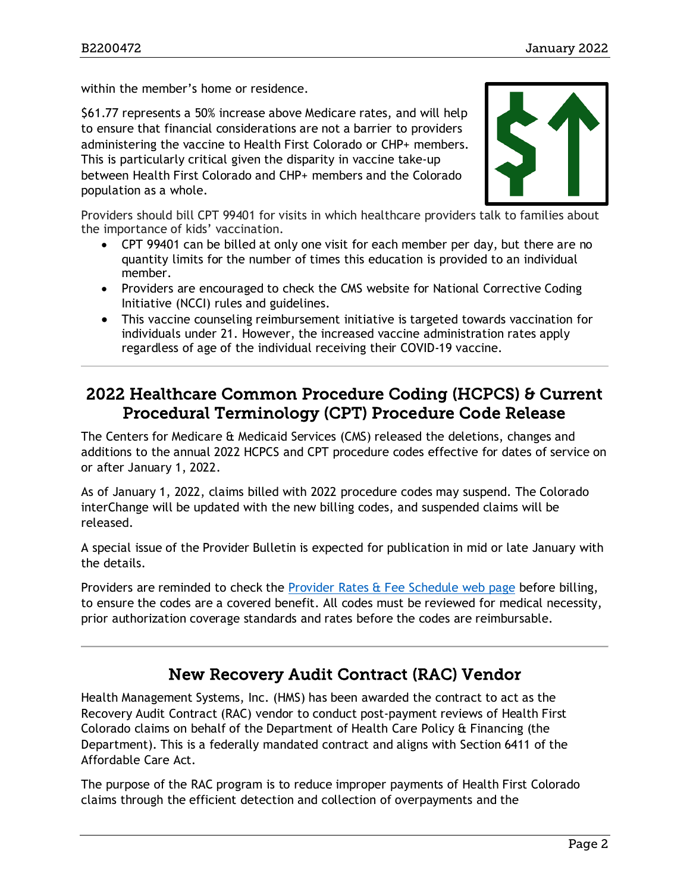within the member's home or residence.

$61.77 represents a 50% increase above Medicare rates, and will help to ensure that financial considerations are not a barrier to providers administering the vaccine to Health First Colorado or CHP+ members. This is particularly critical given the disparity in vaccine take-up between Health First Colorado and CHP+ members and the Colorado population as a whole.

Providers should bill CPT 99401 for visits in which healthcare providers talk to families about the importance of kids' vaccination.

- CPT 99401 can be billed at only one visit for each member per day, but there are no quantity limits for the number of times this education is provided to an individual member.
- Providers are encouraged to check the CMS website for National Corrective Coding Initiative (NCCI) rules and guidelines.
- This vaccine counseling reimbursement initiative is targeted towards vaccination for individuals under 21. However, the increased vaccine administration rates apply regardless of age of the individual receiving their COVID-19 vaccine.

## 2022 Healthcare Common Procedure Coding (HCPCS) & Current Procedural Terminology (CPT) Procedure Code Release

The Centers for Medicare & Medicaid Services (CMS) released the deletions, changes and additions to the annual 2022 HCPCS and CPT procedure codes effective for dates of service on or after January 1, 2022.

As of January 1, 2022, claims billed with 2022 procedure codes may suspend. The Colorado interChange will be updated with the new billing codes, and suspended claims will be released.

A special issue of the Provider Bulletin is expected for publication in mid or late January with the details.

Providers are reminded to check the Provider Rates & Fee Schedule web page before billing, to ensure the codes are a covered benefit. All codes must be reviewed for medical necessity, prior authorization coverage standards and rates before the codes are reimbursable.

## New Recovery Audit Contract (RAC) Vendor

Health Management Systems, Inc. (HMS) has been awarded the contract to act as the Recovery Audit Contract (RAC) vendor to conduct post-payment reviews of Health First Colorado claims on behalf of the Department of Health Care Policy & Financing (the Department). This is a federally mandated contract and aligns with Section 6411 of the Affordable Care Act.

The purpose of the RAC program is to reduce improper payments of Health First Colorado claims through the efficient detection and collection of overpayments and the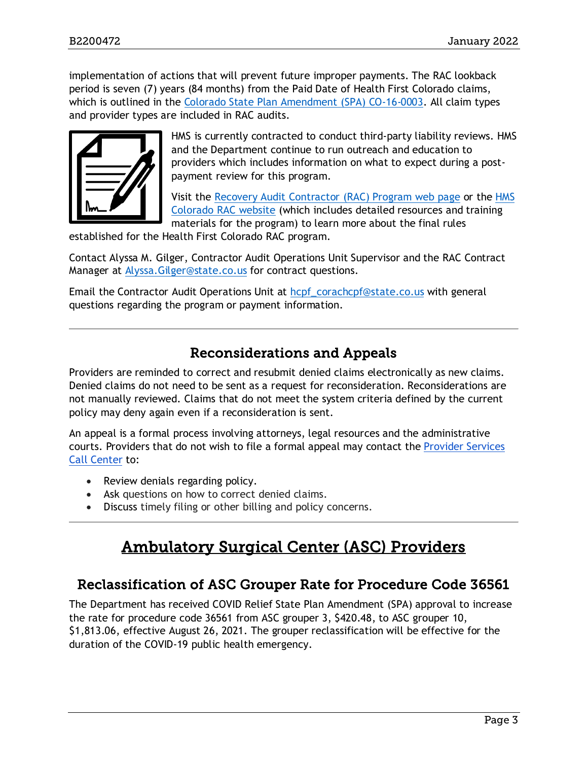implementation of actions that will prevent future improper payments. The RAC lookback period is seven (7) years (84 months) from the Paid Date of Health First Colorado claims, which is outlined in the Colorado State Plan Amendment (SPA) CO-16-0003. All claim types and provider types are included in RAC audits.

HMS is currently contracted to conduct third-party liability reviews. HMS and the Department continue to run outreach and education to providers which includes information on what to expect during a post-payment review for this program.

Visit the Recovery Audit Contractor (RAC) Program web page or the HMS Colorado RAC website (which includes detailed resources and training materials for the program) to learn more about the final rules established for the Health First Colorado RAC program.

Contact Alyssa M. Gilger, Contractor Audit Operations Unit Supervisor and the RAC Contract Manager at Alyssa.Gilger@state.co.us for contract questions.

Email the Contractor Audit Operations Unit at hcpf_corachcpf@state.co.us with general questions regarding the program or payment information.

---

### Reconsiderations and Appeals

Providers are reminded to correct and resubmit denied claims electronically as new claims. Denied claims do not need to be sent as a request for reconsideration. Reconsiderations are not manually reviewed. Claims that do not meet the system criteria defined by the current policy may deny again even if a reconsideration is sent.

An appeal is a formal process involving attorneys, legal resources and the administrative courts. Providers that do not wish to file a formal appeal may contact the Provider Services Call Center to:

- Review denials regarding policy.
- Ask questions on how to correct denied claims.
- Discuss timely filing or other billing and policy concerns.

---

## Ambulatory Surgical Center (ASC) Providers

### Reclassification of ASC Grouper Rate for Procedure Code 36561

The Department has received COVID Relief State Plan Amendment (SPA) approval to increase the rate for procedure code 36561 from ASC grouper 3, $420.48, to ASC grouper 10, $1,813.06, effective August 26, 2021. The grouper reclassification will be effective for the duration of the COVID-19 public health emergency.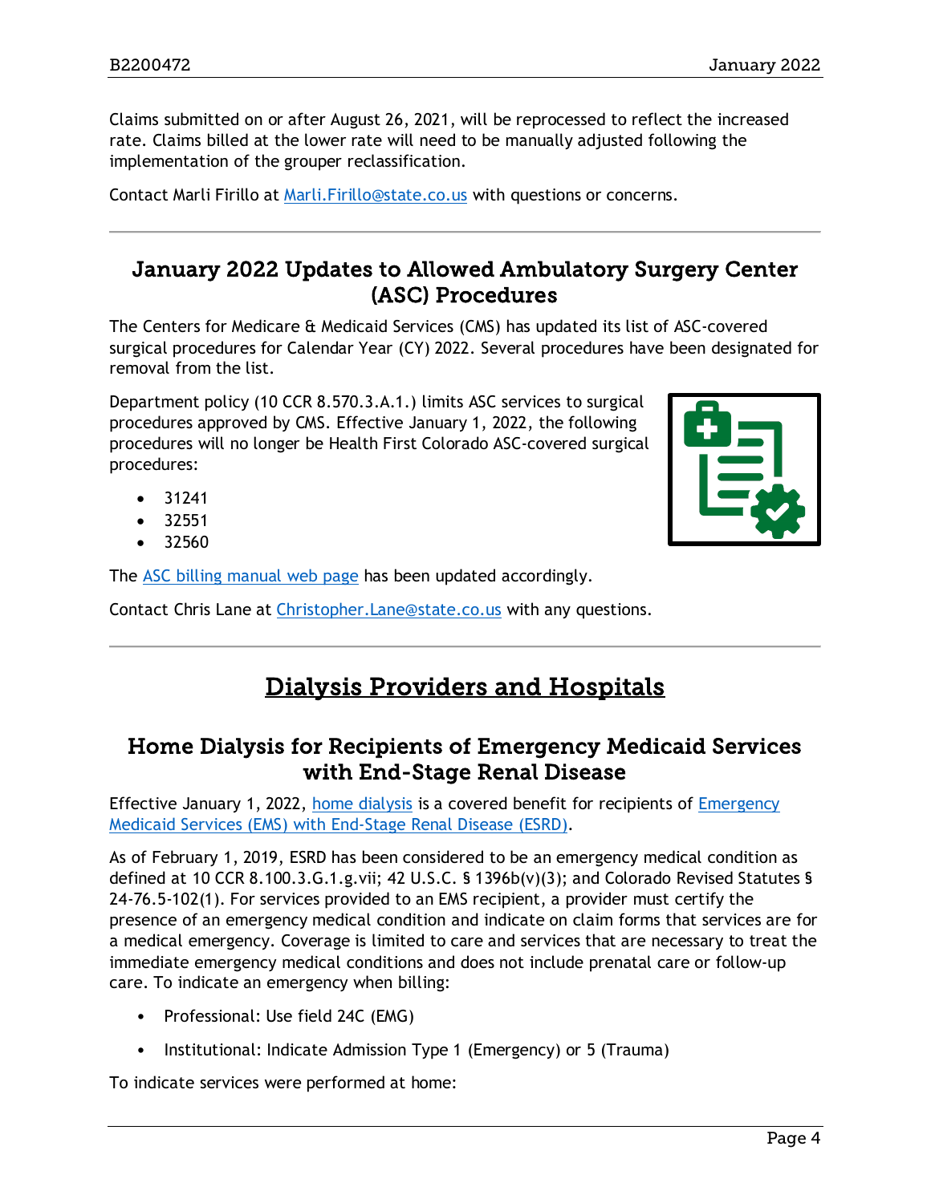Claims submitted on or after August 26, 2021, will be reprocessed to reflect the increased rate. Claims billed at the lower rate will need to be manually adjusted following the implementation of the grouper reclassification.

Contact Marli Firillo at Marli.Firillo@state.co.us with questions or concerns.

---

## January 2022 Updates to Allowed Ambulatory Surgery Center (ASC) Procedures

The Centers for Medicare & Medicaid Services (CMS) has updated its list of ASC-covered surgical procedures for Calendar Year (CY) 2022. Several procedures have been designated for removal from the list.

Department policy (10 CCR 8.570.3.A.1.) limits ASC services to surgical procedures approved by CMS. Effective January 1, 2022, the following procedures will no longer be Health First Colorado ASC-covered surgical procedures:

- 31241
- 32551
- 32560

The ASC billing manual web page has been updated accordingly.

Contact Chris Lane at Christopher.Lane@state.co.us with any questions.

---

# Dialysis Providers and Hospitals

## Home Dialysis for Recipients of Emergency Medicaid Services with End-Stage Renal Disease

Effective January 1, 2022, home dialysis is a covered benefit for recipients of Emergency Medicaid Services (EMS) with End-Stage Renal Disease (ESRD).

As of February 1, 2019, ESRD has been considered to be an emergency medical condition as defined at 10 CCR 8.100.3.G.1.g.vii; 42 U.S.C. § 1396b(v)(3); and Colorado Revised Statutes § 24-76.5-102(1). For services provided to an EMS recipient, a provider must certify the presence of an emergency medical condition and indicate on claim forms that services are for a medical emergency. Coverage is limited to care and services that are necessary to treat the immediate emergency medical conditions and does not include prenatal care or follow-up care. To indicate an emergency when billing:

- Professional: Use field 24C (EMG)
- Institutional: Indicate Admission Type 1 (Emergency) or 5 (Trauma)

To indicate services were performed at home: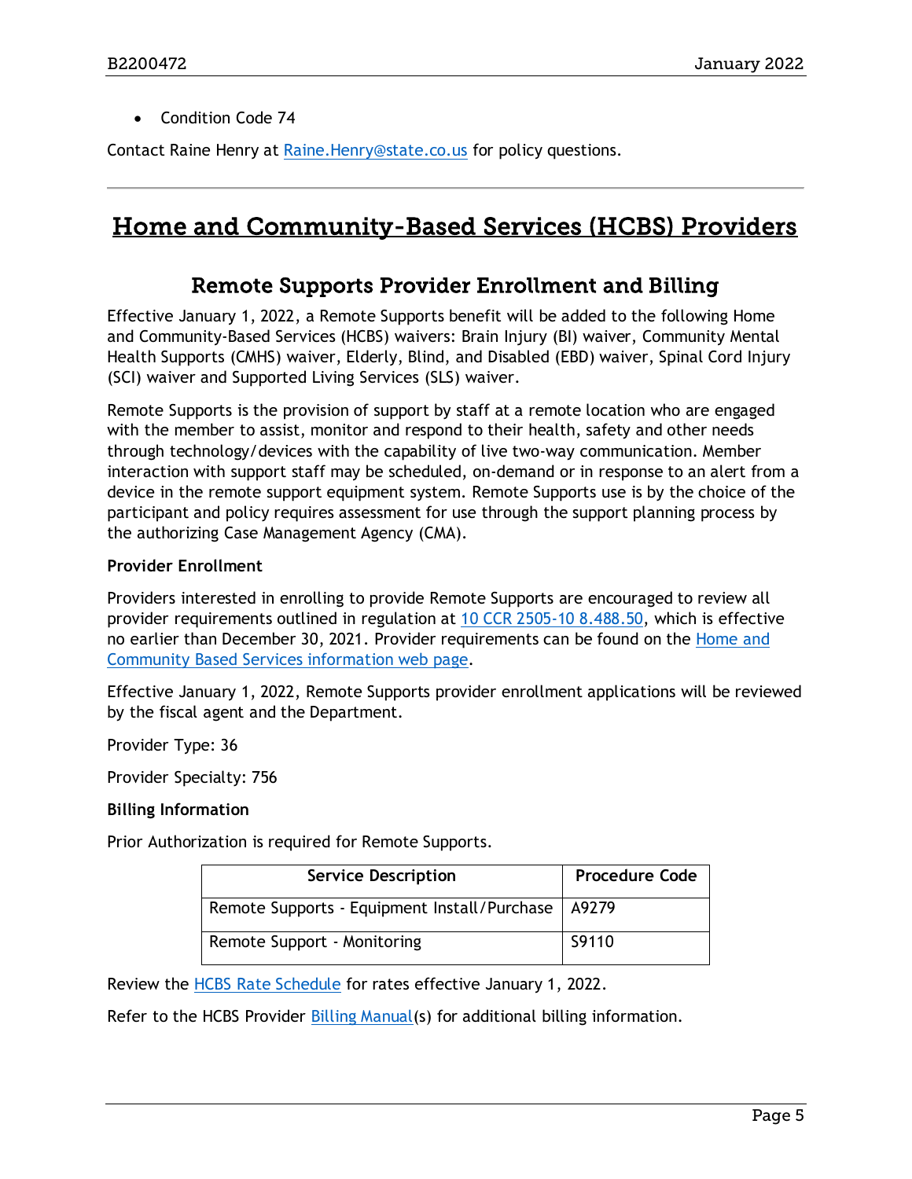- Condition Code 74

Contact Raine Henry at Raine.Henry@state.co.us for policy questions.

---

# Home and Community-Based Services (HCBS) Providers

## Remote Supports Provider Enrollment and Billing

Effective January 1, 2022, a Remote Supports benefit will be added to the following Home and Community-Based Services (HCBS) waivers: Brain Injury (BI) waiver, Community Mental Health Supports (CMHS) waiver, Elderly, Blind, and Disabled (EBD) waiver, Spinal Cord Injury (SCI) waiver and Supported Living Services (SLS) waiver.

Remote Supports is the provision of support by staff at a remote location who are engaged with the member to assist, monitor and respond to their health, safety and other needs through technology/devices with the capability of live two-way communication. Member interaction with support staff may be scheduled, on-demand or in response to an alert from a device in the remote support equipment system. Remote Supports use is by the choice of the participant and policy requires assessment for use through the support planning process by the authorizing Case Management Agency (CMA).

**Provider Enrollment**

Providers interested in enrolling to provide Remote Supports are encouraged to review all provider requirements outlined in regulation at 10 CCR 2505-10 8.488.50, which is effective no earlier than December 30, 2021. Provider requirements can be found on the Home and Community Based Services information web page.

Effective January 1, 2022, Remote Supports provider enrollment applications will be reviewed by the fiscal agent and the Department.

Provider Type: 36

Provider Specialty: 756

**Billing Information**

Prior Authorization is required for Remote Supports.

| Service Description | Procedure Code |
|---|---|
| Remote Supports - Equipment Install/Purchase | A9279 |
| Remote Support - Monitoring | S9110 |

Review the HCBS Rate Schedule for rates effective January 1, 2022.

Refer to the HCBS Provider Billing Manual(s) for additional billing information.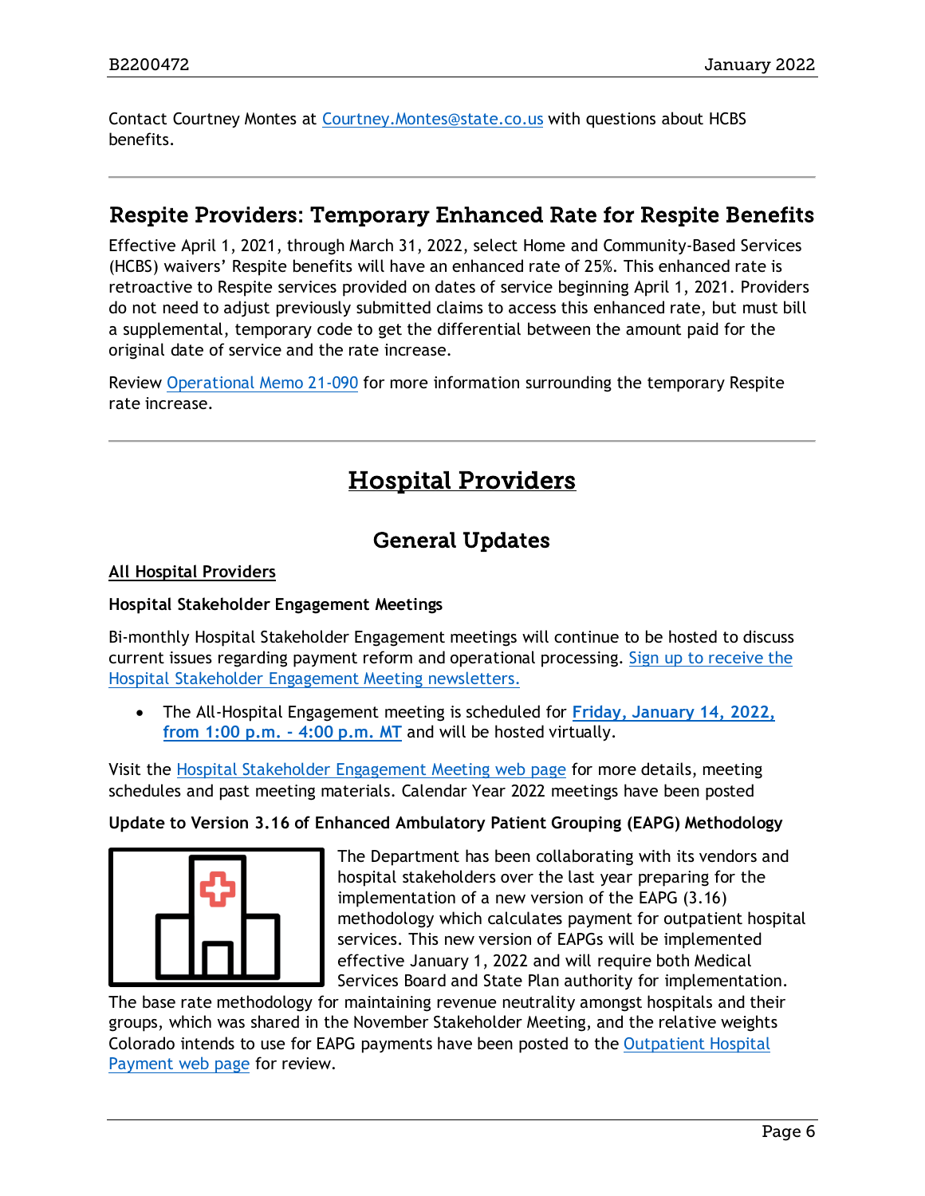Contact Courtney Montes at Courtney.Montes@state.co.us with questions about HCBS benefits.

---

## Respite Providers: Temporary Enhanced Rate for Respite Benefits

Effective April 1, 2021, through March 31, 2022, select Home and Community-Based Services (HCBS) waivers' Respite benefits will have an enhanced rate of 25%. This enhanced rate is retroactive to Respite services provided on dates of service beginning April 1, 2021. Providers do not need to adjust previously submitted claims to access this enhanced rate, but must bill a supplemental, temporary code to get the differential between the amount paid for the original date of service and the rate increase.

Review Operational Memo 21-090 for more information surrounding the temporary Respite rate increase.

---

# Hospital Providers

## General Updates

**All Hospital Providers**

**Hospital Stakeholder Engagement Meetings**

Bi-monthly Hospital Stakeholder Engagement meetings will continue to be hosted to discuss current issues regarding payment reform and operational processing. Sign up to receive the Hospital Stakeholder Engagement Meeting newsletters.

- The All-Hospital Engagement meeting is scheduled for **Friday, January 14, 2022, from 1:00 p.m. - 4:00 p.m. MT** and will be hosted virtually.

Visit the Hospital Stakeholder Engagement Meeting web page for more details, meeting schedules and past meeting materials. Calendar Year 2022 meetings have been posted

**Update to Version 3.16 of Enhanced Ambulatory Patient Grouping (EAPG) Methodology**

The Department has been collaborating with its vendors and hospital stakeholders over the last year preparing for the implementation of a new version of the EAPG (3.16) methodology which calculates payment for outpatient hospital services. This new version of EAPGs will be implemented effective January 1, 2022 and will require both Medical Services Board and State Plan authority for implementation. The base rate methodology for maintaining revenue neutrality amongst hospitals and their groups, which was shared in the November Stakeholder Meeting, and the relative weights Colorado intends to use for EAPG payments have been posted to the Outpatient Hospital Payment web page for review.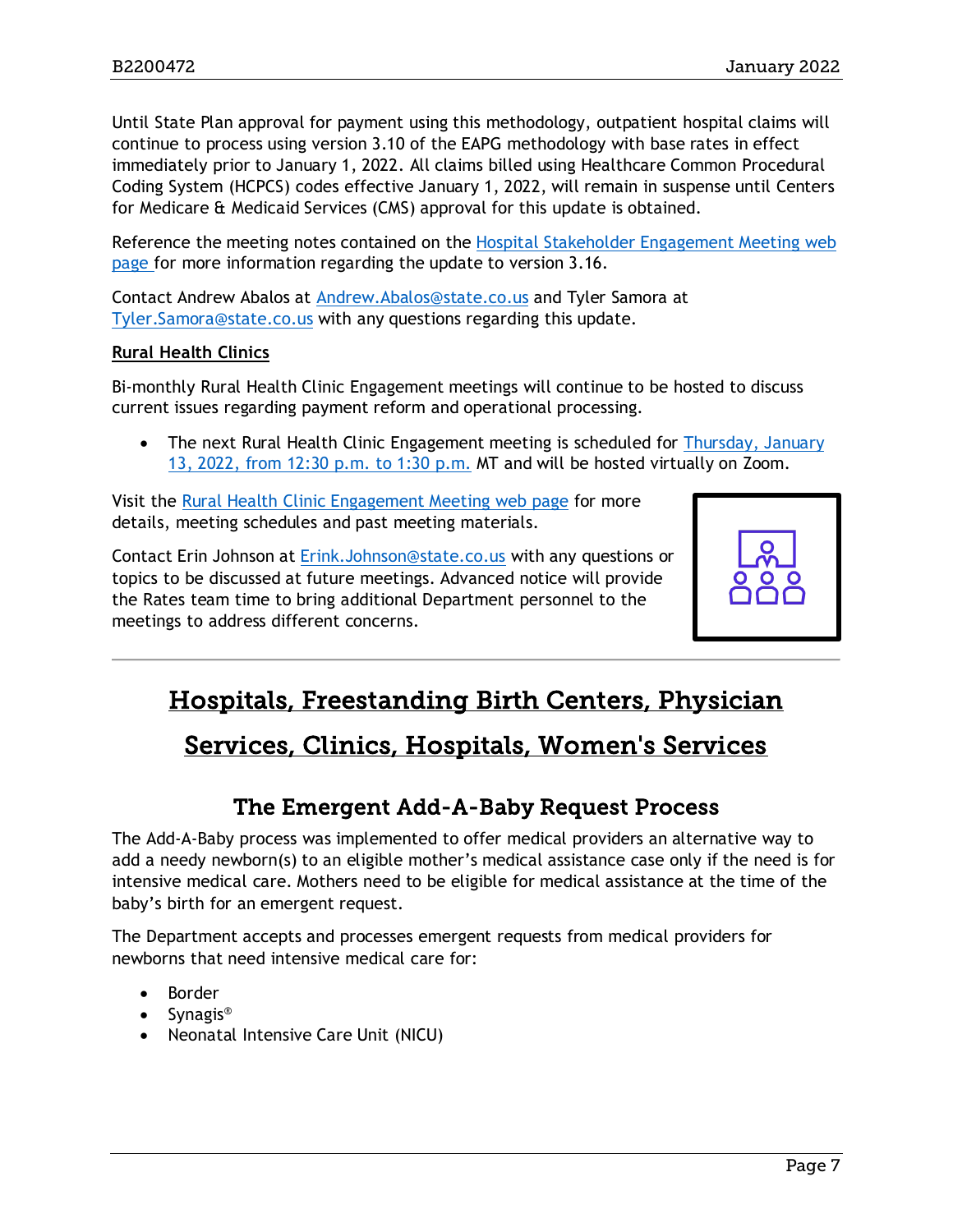Until State Plan approval for payment using this methodology, outpatient hospital claims will continue to process using version 3.10 of the EAPG methodology with base rates in effect immediately prior to January 1, 2022. All claims billed using Healthcare Common Procedural Coding System (HCPCS) codes effective January 1, 2022, will remain in suspense until Centers for Medicare & Medicaid Services (CMS) approval for this update is obtained.

Reference the meeting notes contained on the Hospital Stakeholder Engagement Meeting web page for more information regarding the update to version 3.16.

Contact Andrew Abalos at Andrew.Abalos@state.co.us and Tyler Samora at Tyler.Samora@state.co.us with any questions regarding this update.

**Rural Health Clinics**

Bi-monthly Rural Health Clinic Engagement meetings will continue to be hosted to discuss current issues regarding payment reform and operational processing.

- The next Rural Health Clinic Engagement meeting is scheduled for Thursday, January 13, 2022, from 12:30 p.m. to 1:30 p.m. MT and will be hosted virtually on Zoom.

Visit the Rural Health Clinic Engagement Meeting web page for more details, meeting schedules and past meeting materials.

Contact Erin Johnson at Erink.Johnson@state.co.us with any questions or topics to be discussed at future meetings. Advanced notice will provide the Rates team time to bring additional Department personnel to the meetings to address different concerns.

# Hospitals, Freestanding Birth Centers, Physician Services, Clinics, Hospitals, Women's Services

## The Emergent Add-A-Baby Request Process

The Add-A-Baby process was implemented to offer medical providers an alternative way to add a needy newborn(s) to an eligible mother's medical assistance case only if the need is for intensive medical care. Mothers need to be eligible for medical assistance at the time of the baby's birth for an emergent request.

The Department accepts and processes emergent requests from medical providers for newborns that need intensive medical care for:

- Border
- Synagis®
- Neonatal Intensive Care Unit (NICU)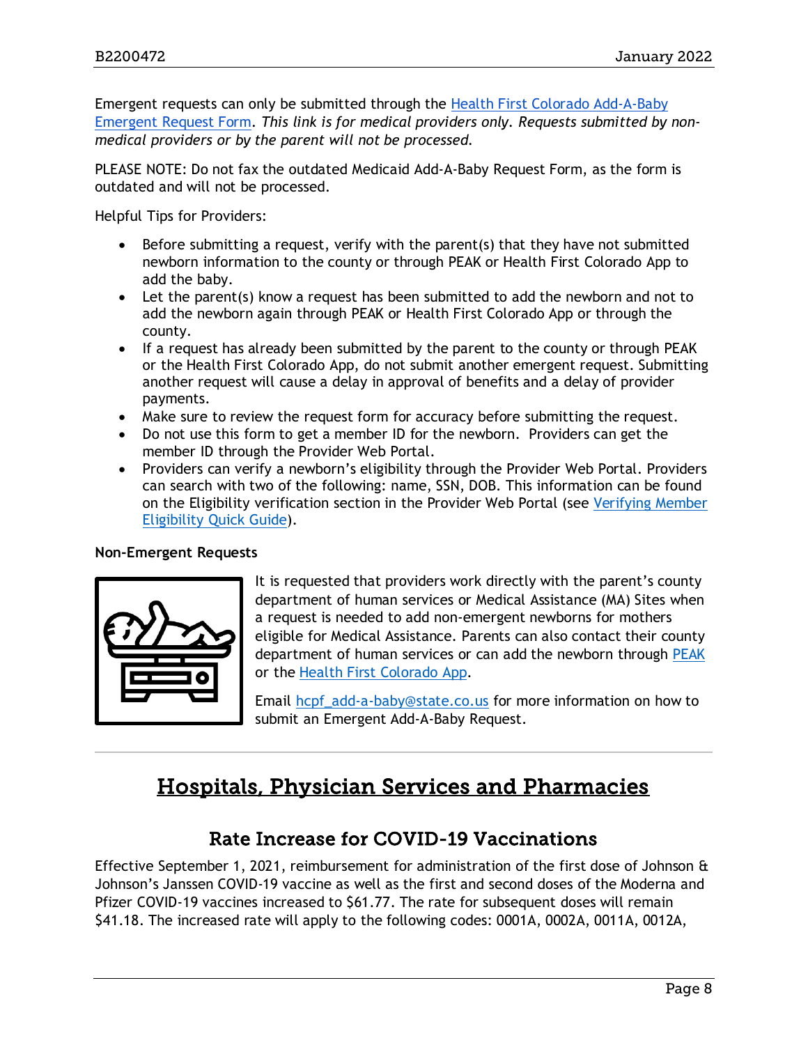Emergent requests can only be submitted through the Health First Colorado Add-A-Baby Emergent Request Form. *This link is for medical providers only. Requests submitted by non-medical providers or by the parent will not be processed.*

PLEASE NOTE: Do not fax the outdated Medicaid Add-A-Baby Request Form, as the form is outdated and will not be processed.

Helpful Tips for Providers:

- Before submitting a request, verify with the parent(s) that they have not submitted newborn information to the county or through PEAK or Health First Colorado App to add the baby.
- Let the parent(s) know a request has been submitted to add the newborn and not to add the newborn again through PEAK or Health First Colorado App or through the county.
- If a request has already been submitted by the parent to the county or through PEAK or the Health First Colorado App, do not submit another emergent request. Submitting another request will cause a delay in approval of benefits and a delay of provider payments.
- Make sure to review the request form for accuracy before submitting the request.
- Do not use this form to get a member ID for the newborn. Providers can get the member ID through the Provider Web Portal.
- Providers can verify a newborn's eligibility through the Provider Web Portal. Providers can search with two of the following: name, SSN, DOB. This information can be found on the Eligibility verification section in the Provider Web Portal (see Verifying Member Eligibility Quick Guide).

**Non-Emergent Requests**

It is requested that providers work directly with the parent's county department of human services or Medical Assistance (MA) Sites when a request is needed to add non-emergent newborns for mothers eligible for Medical Assistance. Parents can also contact their county department of human services or can add the newborn through PEAK or the Health First Colorado App.

Email hcpf_add-a-baby@state.co.us for more information on how to submit an Emergent Add-A-Baby Request.

# Hospitals, Physician Services and Pharmacies

## Rate Increase for COVID-19 Vaccinations

Effective September 1, 2021, reimbursement for administration of the first dose of Johnson & Johnson's Janssen COVID-19 vaccine as well as the first and second doses of the Moderna and Pfizer COVID-19 vaccines increased to $61.77. The rate for subsequent doses will remain $41.18. The increased rate will apply to the following codes: 0001A, 0002A, 0011A, 0012A,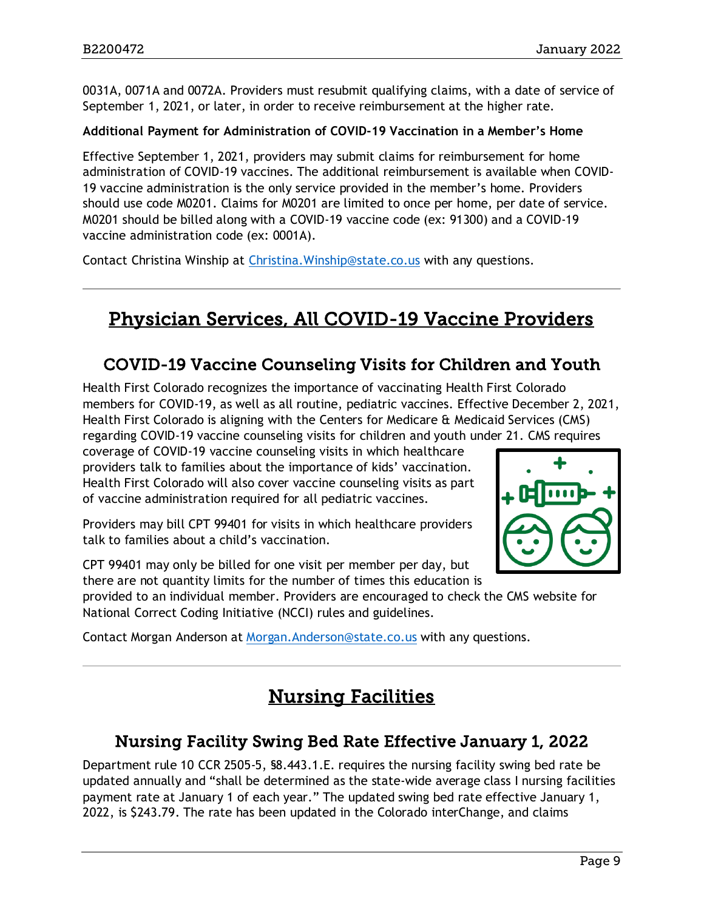0031A, 0071A and 0072A. Providers must resubmit qualifying claims, with a date of service of September 1, 2021, or later, in order to receive reimbursement at the higher rate.

**Additional Payment for Administration of COVID-19 Vaccination in a Member's Home**

Effective September 1, 2021, providers may submit claims for reimbursement for home administration of COVID-19 vaccines. The additional reimbursement is available when COVID-19 vaccine administration is the only service provided in the member's home. Providers should use code M0201. Claims for M0201 are limited to once per home, per date of service. M0201 should be billed along with a COVID-19 vaccine code (ex: 91300) and a COVID-19 vaccine administration code (ex: 0001A).

Contact Christina Winship at Christina.Winship@state.co.us with any questions.

---

# Physician Services, All COVID-19 Vaccine Providers

## COVID-19 Vaccine Counseling Visits for Children and Youth

Health First Colorado recognizes the importance of vaccinating Health First Colorado members for COVID-19, as well as all routine, pediatric vaccines. Effective December 2, 2021, Health First Colorado is aligning with the Centers for Medicare & Medicaid Services (CMS) regarding COVID-19 vaccine counseling visits for children and youth under 21. CMS requires coverage of COVID-19 vaccine counseling visits in which healthcare providers talk to families about the importance of kids' vaccination. Health First Colorado will also cover vaccine counseling visits as part of vaccine administration required for all pediatric vaccines.

Providers may bill CPT 99401 for visits in which healthcare providers talk to families about a child's vaccination.

CPT 99401 may only be billed for one visit per member per day, but there are not quantity limits for the number of times this education is provided to an individual member. Providers are encouraged to check the CMS website for National Correct Coding Initiative (NCCI) rules and guidelines.

Contact Morgan Anderson at Morgan.Anderson@state.co.us with any questions.

---

# Nursing Facilities

## Nursing Facility Swing Bed Rate Effective January 1, 2022

Department rule 10 CCR 2505-5, §8.443.1.E. requires the nursing facility swing bed rate be updated annually and "shall be determined as the state-wide average class I nursing facilities payment rate at January 1 of each year." The updated swing bed rate effective January 1, 2022, is $243.79. The rate has been updated in the Colorado interChange, and claims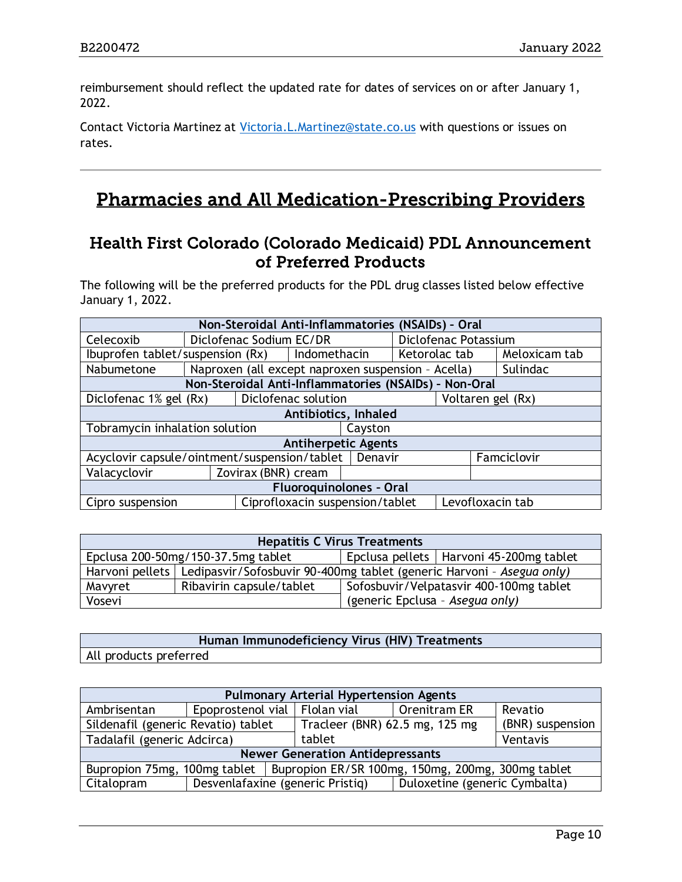reimbursement should reflect the updated rate for dates of services on or after January 1, 2022.

Contact Victoria Martinez at Victoria.L.Martinez@state.co.us with questions or issues on rates.

---

# Pharmacies and All Medication-Prescribing Providers

## Health First Colorado (Colorado Medicaid) PDL Announcement of Preferred Products

The following will be the preferred products for the PDL drug classes listed below effective January 1, 2022.

| Non-Steroidal Anti-Inflammatories (NSAIDs) - Oral | | | |
|---|---|---|---|
| Celecoxib | Diclofenac Sodium EC/DR | Diclofenac Potassium | |
| Ibuprofen tablet/suspension (Rx) | Indomethacin | Ketorolac tab | Meloxicam tab |
| Nabumetone | Naproxen (all except naproxen suspension – Acella) | Sulindac | |
| **Non-Steroidal Anti-Inflammatories (NSAIDs) - Non-Oral** | | | |
| Diclofenac 1% gel (Rx) | Diclofenac solution | Voltaren gel (Rx) | |
| **Antibiotics, Inhaled** | | | |
| Tobramycin inhalation solution | Cayston | | |
| **Antiherpetic Agents** | | | |
| Acyclovir capsule/ointment/suspension/tablet | Denavir | Famciclovir | |
| Valacyclovir | Zovirax (BNR) cream | | |
| **Fluoroquinolones - Oral** | | | |
| Cipro suspension | Ciprofloxacin suspension/tablet | Levofloxacin tab | |

| Hepatitis C Virus Treatments | | |
|---|---|---|
| Epclusa 200-50mg/150-37.5mg tablet | Epclusa pellets | Harvoni 45-200mg tablet |
| Harvoni pellets | Ledipasvir/Sofosbuvir 90-400mg tablet (generic Harvoni – *Asegua only)* | |
| Mavyret | Ribavirin capsule/tablet | Sofosbuvir/Velpatasvir 400-100mg tablet (generic Epclusa – *Asegua only)* |
| Vosevi | | |

| Human Immunodeficiency Virus (HIV) Treatments |
|---|
| All products preferred |

| Pulmonary Arterial Hypertension Agents | | | | |
|---|---|---|---|---|
| Ambrisentan | Epoprostenol vial | Flolan vial | Orenitram ER | Revatio (BNR) suspension |
| Sildenafil (generic Revatio) tablet | | Tracleer (BNR) 62.5 mg, 125 mg tablet | | |
| Tadalafil (generic Adcirca) | | | | Ventavis |
| **Newer Generation Antidepressants** | | | | |
| Bupropion 75mg, 100mg tablet | Bupropion ER/SR 100mg, 150mg, 200mg, 300mg tablet | | | |
| Citalopram | Desvenlafaxine (generic Pristiq) | Duloxetine (generic Cymbalta) | | |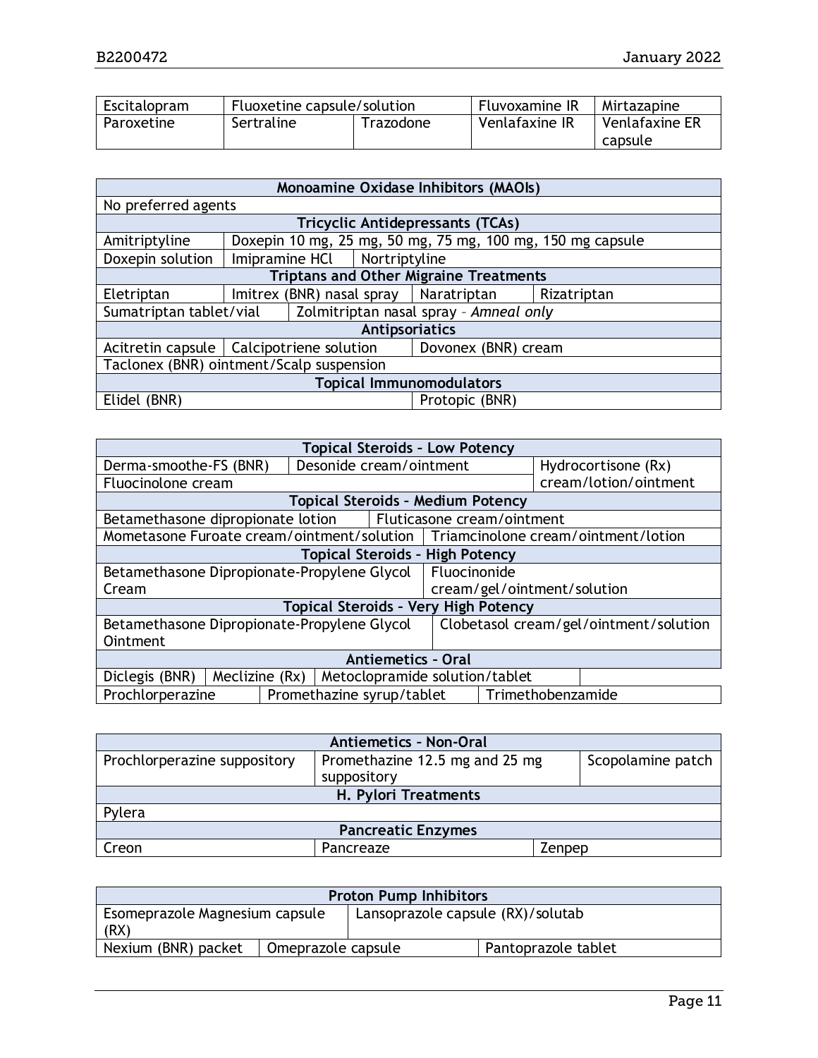| Escitalopram | Fluoxetine capsule/solution | | Fluvoxamine IR | Mirtazapine |
|---|---|---|---|---|
| Paroxetine | Sertraline | Trazodone | Venlafaxine IR | Venlafaxine ER capsule |

| **Monoamine Oxidase Inhibitors (MAOIs)** | | | |
|---|---|---|---|
| No preferred agents | | | |
| **Tricyclic Antidepressants (TCAs)** | | | |
| Amitriptyline | Doxepin 10 mg, 25 mg, 50 mg, 75 mg, 100 mg, 150 mg capsule | | |
| Doxepin solution | Imipramine HCl | Nortriptyline | |
| **Triptans and Other Migraine Treatments** | | | |
| Eletriptan | Imitrex (BNR) nasal spray | Naratriptan | Rizatriptan |
| Sumatriptan tablet/vial | Zolmitriptan nasal spray – *Amneal only* | | |
| **Antipsoriatics** | | | |
| Acitretin capsule | Calcipotriene solution | Dovonex (BNR) cream | |
| Taclonex (BNR) ointment/Scalp suspension | | | |
| **Topical Immunomodulators** | | | |
| Elidel (BNR) | | Protopic (BNR) | |

| **Topical Steroids – Low Potency** | | | | |
|---|---|---|---|---|
| Derma-smoothe-FS (BNR) | Desonide cream/ointment | | | Hydrocortisone (Rx) cream/lotion/ointment |
| Fluocinolone cream | | | | |
| **Topical Steroids – Medium Potency** | | | | |
| Betamethasone dipropionate lotion | Fluticasone cream/ointment | | | |
| Mometasone Furoate cream/ointment/solution | Triamcinolone cream/ointment/lotion | | | |
| **Topical Steroids – High Potency** | | | | |
| Betamethasone Dipropionate-Propylene Glycol Cream | Fluocinonide cream/gel/ointment/solution | | | |
| **Topical Steroids – Very High Potency** | | | | |
| Betamethasone Dipropionate-Propylene Glycol Ointment | Clobetasol cream/gel/ointment/solution | | | |
| **Antiemetics – Oral** | | | | |
| Diclegis (BNR) | Meclizine (Rx) | Metoclopramide solution/tablet | | |
| Prochlorperazine | Promethazine syrup/tablet | | Trimethobenzamide | |

| **Antiemetics – Non-Oral** | | |
|---|---|---|
| Prochlorperazine suppository | Promethazine 12.5 mg and 25 mg suppository | Scopolamine patch |
| **H. Pylori Treatments** | | |
| Pylera | | |
| **Pancreatic Enzymes** | | |
| Creon | Pancreaze | Zenpep |

| **Proton Pump Inhibitors** | | |
|---|---|---|
| Esomeprazole Magnesium capsule (RX) | Lansoprazole capsule (RX)/solutab | |
| Nexium (BNR) packet | Omeprazole capsule | Pantoprazole tablet |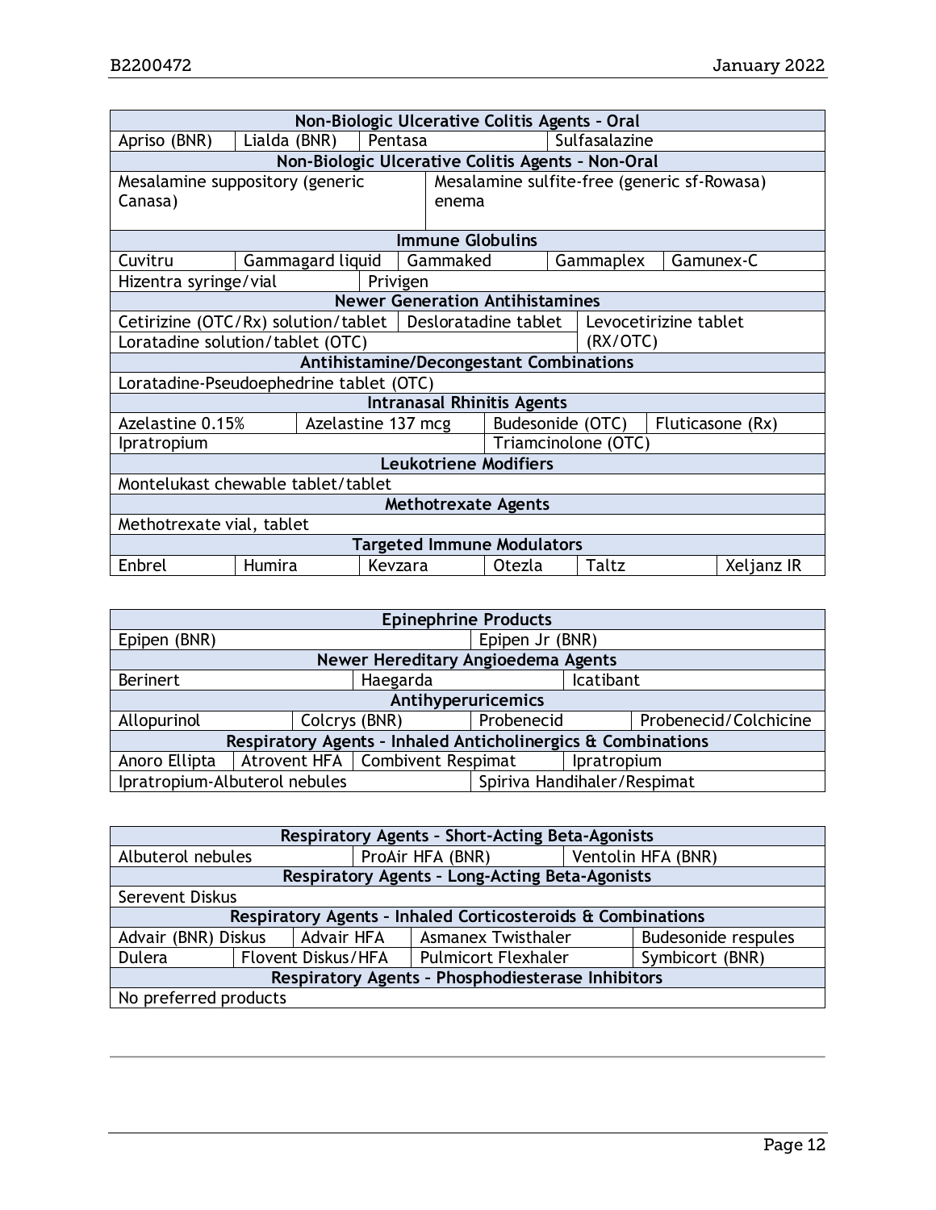| Non-Biologic Ulcerative Colitis Agents – Oral | | | |
|---|---|---|---|
| Apriso (BNR) | Lialda (BNR) | Pentasa | Sulfasalazine |

| Non-Biologic Ulcerative Colitis Agents – Non-Oral | |
|---|---|
| Mesalamine suppository (generic Canasa) | Mesalamine sulfite-free (generic sf-Rowasa) enema |

| Immune Globulins | | | | |
|---|---|---|---|---|
| Cuvitru | Gammagard liquid | Gammaked | Gammaplex | Gamunex-C |
| Hizentra syringe/vial | Privigen | | | |

| Newer Generation Antihistamines | | |
|---|---|---|
| Cetirizine (OTC/Rx) solution/tablet | Desloratadine tablet | Levocetirizine tablet (RX/OTC) |
| Loratadine solution/tablet (OTC) | | |

| Antihistamine/Decongestant Combinations |
|---|
| Loratadine-Pseudoephedrine tablet (OTC) |

| Intranasal Rhinitis Agents | | | |
|---|---|---|---|
| Azelastine 0.15% | Azelastine 137 mcg | Budesonide (OTC) | Fluticasone (Rx) |
| Ipratropium | | Triamcinolone (OTC) | |

| Leukotriene Modifiers |
|---|
| Montelukast chewable tablet/tablet |

| Methotrexate Agents |
|---|
| Methotrexate vial, tablet |

| Targeted Immune Modulators | | | | | |
|---|---|---|---|---|---|
| Enbrel | Humira | Kevzara | Otezla | Taltz | Xeljanz IR |

| Epinephrine Products | |
|---|---|
| Epipen (BNR) | Epipen Jr (BNR) |

| Newer Hereditary Angioedema Agents | | |
|---|---|---|
| Berinert | Haegarda | Icatibant |

| Antihyperuricemics | | | |
|---|---|---|---|
| Allopurinol | Colcrys (BNR) | Probenecid | Probenecid/Colchicine |

| Respiratory Agents – Inhaled Anticholinergics & Combinations | | | |
|---|---|---|---|
| Anoro Ellipta | Atrovent HFA | Combivent Respimat | Ipratropium |
| Ipratropium-Albuterol nebules | | Spiriva Handihaler/Respimat | |

| Respiratory Agents – Short-Acting Beta-Agonists | | |
|---|---|---|
| Albuterol nebules | ProAir HFA (BNR) | Ventolin HFA (BNR) |

| Respiratory Agents – Long-Acting Beta-Agonists |
|---|
| Serevent Diskus |

| Respiratory Agents – Inhaled Corticosteroids & Combinations | | | |
|---|---|---|---|
| Advair (BNR) Diskus | Advair HFA | Asmanex Twisthaler | Budesonide respules |
| Dulera | Flovent Diskus/HFA | Pulmicort Flexhaler | Symbicort (BNR) |

| Respiratory Agents – Phosphodiesterase Inhibitors |
|---|
| No preferred products |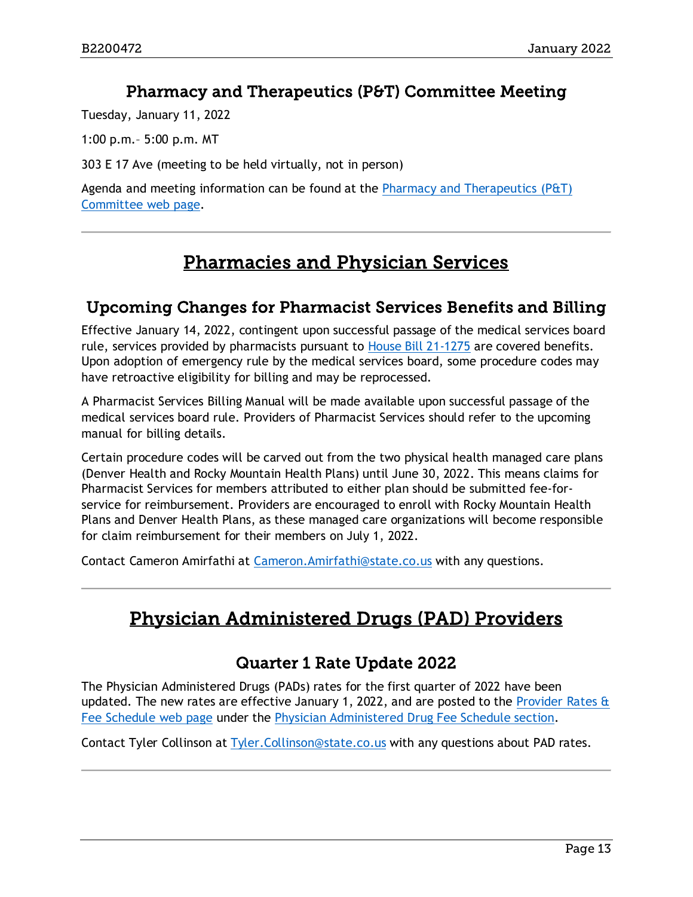### Pharmacy and Therapeutics (P&T) Committee Meeting

Tuesday, January 11, 2022

1:00 p.m.– 5:00 p.m. MT

303 E 17 Ave (meeting to be held virtually, not in person)

Agenda and meeting information can be found at the Pharmacy and Therapeutics (P&T) Committee web page.

---

## Pharmacies and Physician Services

### Upcoming Changes for Pharmacist Services Benefits and Billing

Effective January 14, 2022, contingent upon successful passage of the medical services board rule, services provided by pharmacists pursuant to House Bill 21-1275 are covered benefits. Upon adoption of emergency rule by the medical services board, some procedure codes may have retroactive eligibility for billing and may be reprocessed.

A Pharmacist Services Billing Manual will be made available upon successful passage of the medical services board rule. Providers of Pharmacist Services should refer to the upcoming manual for billing details.

Certain procedure codes will be carved out from the two physical health managed care plans (Denver Health and Rocky Mountain Health Plans) until June 30, 2022. This means claims for Pharmacist Services for members attributed to either plan should be submitted fee-for-service for reimbursement. Providers are encouraged to enroll with Rocky Mountain Health Plans and Denver Health Plans, as these managed care organizations will become responsible for claim reimbursement for their members on July 1, 2022.

Contact Cameron Amirfathi at Cameron.Amirfathi@state.co.us with any questions.

---

## Physician Administered Drugs (PAD) Providers

### Quarter 1 Rate Update 2022

The Physician Administered Drugs (PADs) rates for the first quarter of 2022 have been updated. The new rates are effective January 1, 2022, and are posted to the Provider Rates & Fee Schedule web page under the Physician Administered Drug Fee Schedule section.

Contact Tyler Collinson at Tyler.Collinson@state.co.us with any questions about PAD rates.

---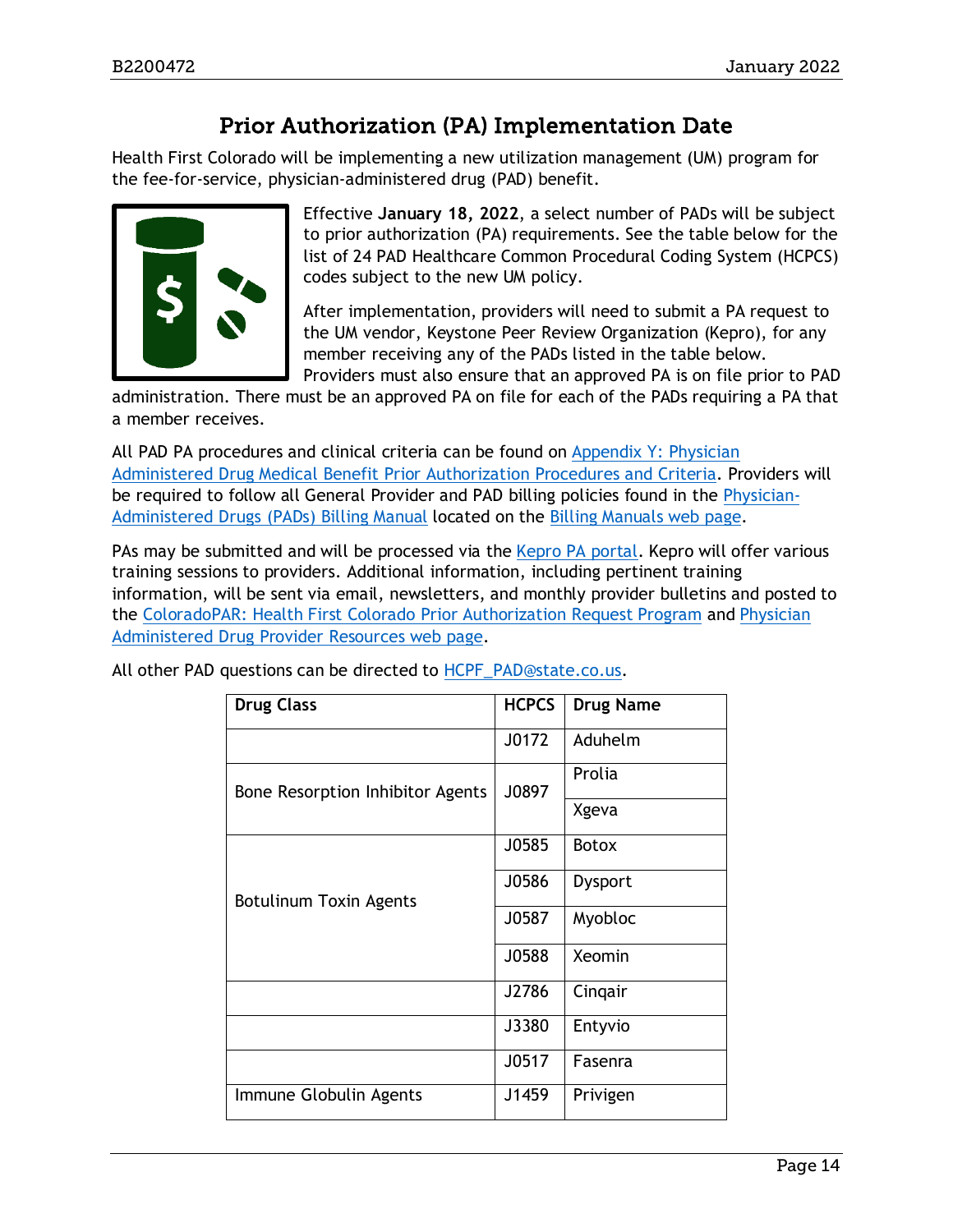## Prior Authorization (PA) Implementation Date

Health First Colorado will be implementing a new utilization management (UM) program for the fee-for-service, physician-administered drug (PAD) benefit.

Effective **January 18, 2022**, a select number of PADs will be subject to prior authorization (PA) requirements. See the table below for the list of 24 PAD Healthcare Common Procedural Coding System (HCPCS) codes subject to the new UM policy.

After implementation, providers will need to submit a PA request to the UM vendor, Keystone Peer Review Organization (Kepro), for any member receiving any of the PADs listed in the table below. Providers must also ensure that an approved PA is on file prior to PAD administration. There must be an approved PA on file for each of the PADs requiring a PA that a member receives.

All PAD PA procedures and clinical criteria can be found on Appendix Y: Physician Administered Drug Medical Benefit Prior Authorization Procedures and Criteria. Providers will be required to follow all General Provider and PAD billing policies found in the Physician-Administered Drugs (PADs) Billing Manual located on the Billing Manuals web page.

PAs may be submitted and will be processed via the Kepro PA portal. Kepro will offer various training sessions to providers. Additional information, including pertinent training information, will be sent via email, newsletters, and monthly provider bulletins and posted to the ColoradoPAR: Health First Colorado Prior Authorization Request Program and Physician Administered Drug Provider Resources web page.

All other PAD questions can be directed to HCPF_PAD@state.co.us.

| Drug Class | HCPCS | Drug Name |
|---|---|---|
| | J0172 | Aduhelm |
| Bone Resorption Inhibitor Agents | J0897 | Prolia |
| | | Xgeva |
| Botulinum Toxin Agents | J0585 | Botox |
| | J0586 | Dysport |
| | J0587 | Myobloc |
| | J0588 | Xeomin |
| | J2786 | Cinqair |
| | J3380 | Entyvio |
| | J0517 | Fasenra |
| Immune Globulin Agents | J1459 | Privigen |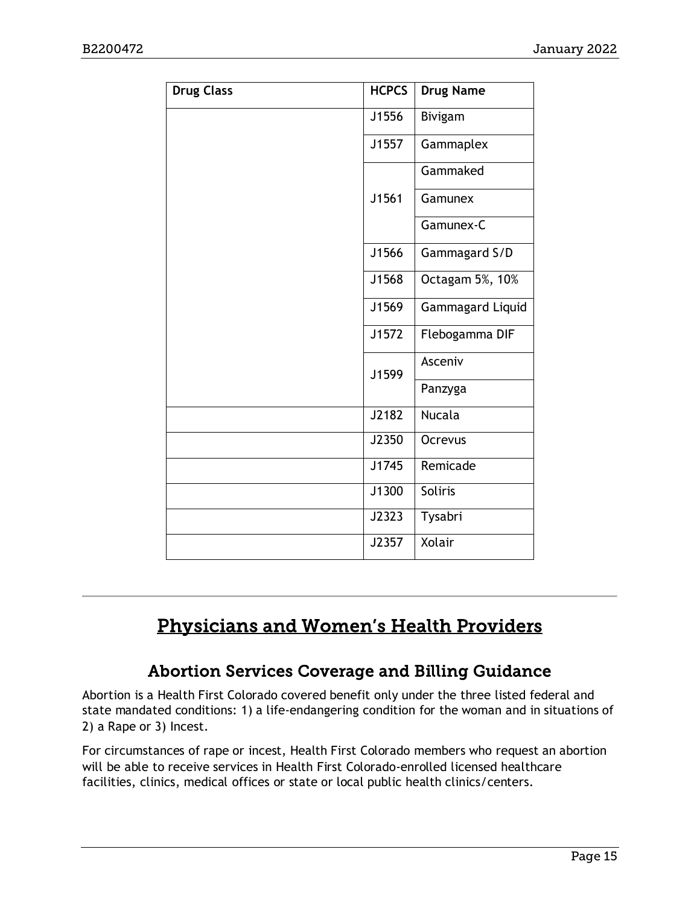| Drug Class | HCPCS | Drug Name |
|---|---|---|
| | J1556 | Bivigam |
| | J1557 | Gammaplex |
| | J1561 | Gammaked |
| | | Gamunex |
| | | Gamunex-C |
| | J1566 | Gammagard S/D |
| | J1568 | Octagam 5%, 10% |
| | J1569 | Gammagard Liquid |
| | J1572 | Flebogamma DIF |
| | J1599 | Asceniv |
| | | Panzyga |
| | J2182 | Nucala |
| | J2350 | Ocrevus |
| | J1745 | Remicade |
| | J1300 | Soliris |
| | J2323 | Tysabri |
| | J2357 | Xolair |

# Physicians and Women's Health Providers

## Abortion Services Coverage and Billing Guidance

Abortion is a Health First Colorado covered benefit only under the three listed federal and state mandated conditions: 1) a life-endangering condition for the woman and in situations of 2) a Rape or 3) Incest.

For circumstances of rape or incest, Health First Colorado members who request an abortion will be able to receive services in Health First Colorado-enrolled licensed healthcare facilities, clinics, medical offices or state or local public health clinics/centers.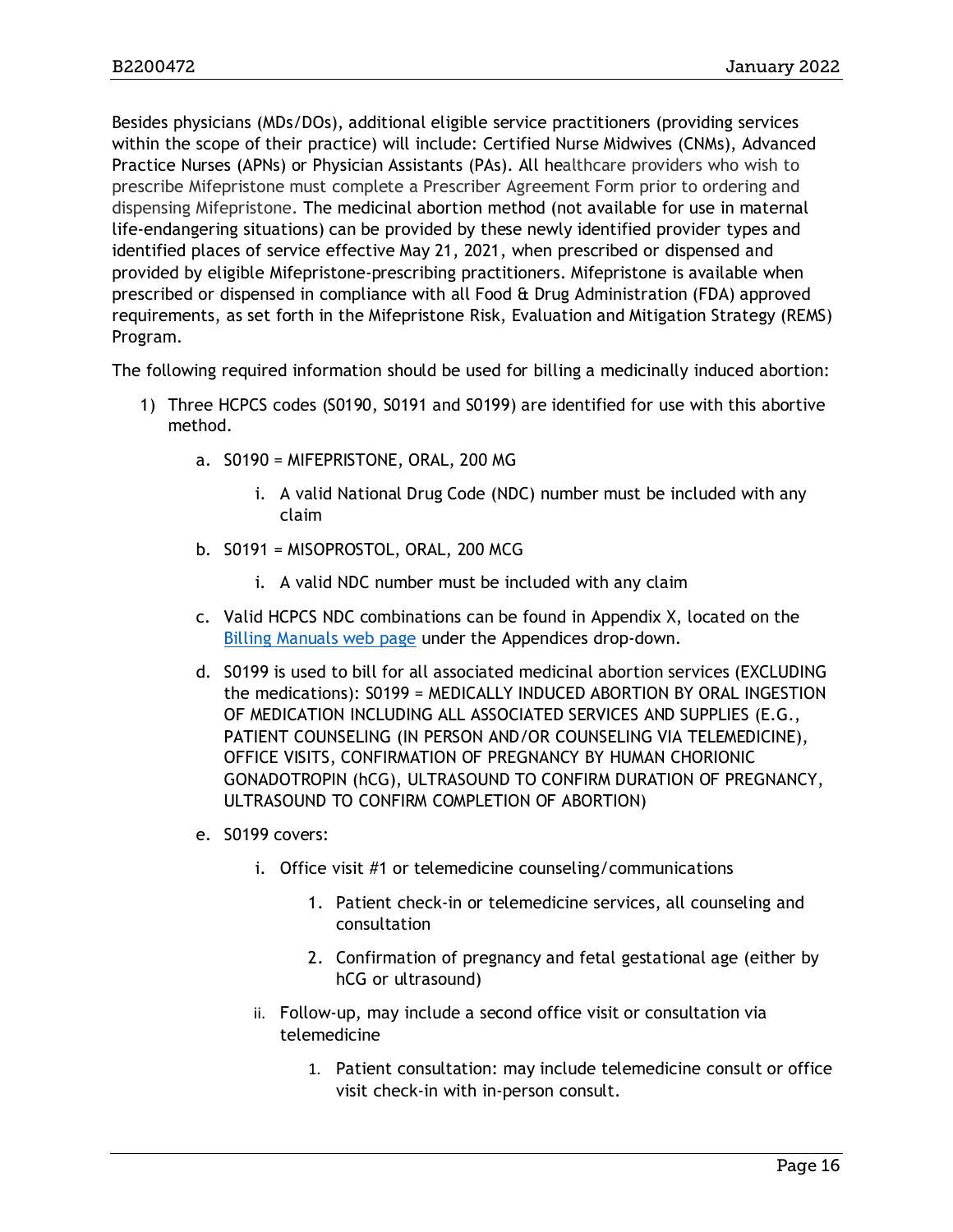Besides physicians (MDs/DOs), additional eligible service practitioners (providing services within the scope of their practice) will include: Certified Nurse Midwives (CNMs), Advanced Practice Nurses (APNs) or Physician Assistants (PAs). All healthcare providers who wish to prescribe Mifepristone must complete a Prescriber Agreement Form prior to ordering and dispensing Mifepristone. The medicinal abortion method (not available for use in maternal life-endangering situations) can be provided by these newly identified provider types and identified places of service effective May 21, 2021, when prescribed or dispensed and provided by eligible Mifepristone-prescribing practitioners. Mifepristone is available when prescribed or dispensed in compliance with all Food & Drug Administration (FDA) approved requirements, as set forth in the Mifepristone Risk, Evaluation and Mitigation Strategy (REMS) Program.

The following required information should be used for billing a medicinally induced abortion:

1) Three HCPCS codes (S0190, S0191 and S0199) are identified for use with this abortive method.
    a. S0190 = MIFEPRISTONE, ORAL, 200 MG
        i. A valid National Drug Code (NDC) number must be included with any claim
    b. S0191 = MISOPROSTOL, ORAL, 200 MCG
        i. A valid NDC number must be included with any claim
    c. Valid HCPCS NDC combinations can be found in Appendix X, located on the [Billing Manuals web page](#) under the Appendices drop-down.
    d. S0199 is used to bill for all associated medicinal abortion services (EXCLUDING the medications): S0199 = MEDICALLY INDUCED ABORTION BY ORAL INGESTION OF MEDICATION INCLUDING ALL ASSOCIATED SERVICES AND SUPPLIES (E.G., PATIENT COUNSELING (IN PERSON AND/OR COUNSELING VIA TELEMEDICINE), OFFICE VISITS, CONFIRMATION OF PREGNANCY BY HUMAN CHORIONIC GONADOTROPIN (hCG), ULTRASOUND TO CONFIRM DURATION OF PREGNANCY, ULTRASOUND TO CONFIRM COMPLETION OF ABORTION)
    e. S0199 covers:
        i. Office visit #1 or telemedicine counseling/communications
            1. Patient check-in or telemedicine services, all counseling and consultation
            2. Confirmation of pregnancy and fetal gestational age (either by hCG or ultrasound)
        ii. Follow-up, may include a second office visit or consultation via telemedicine
            1. Patient consultation: may include telemedicine consult or office visit check-in with in-person consult.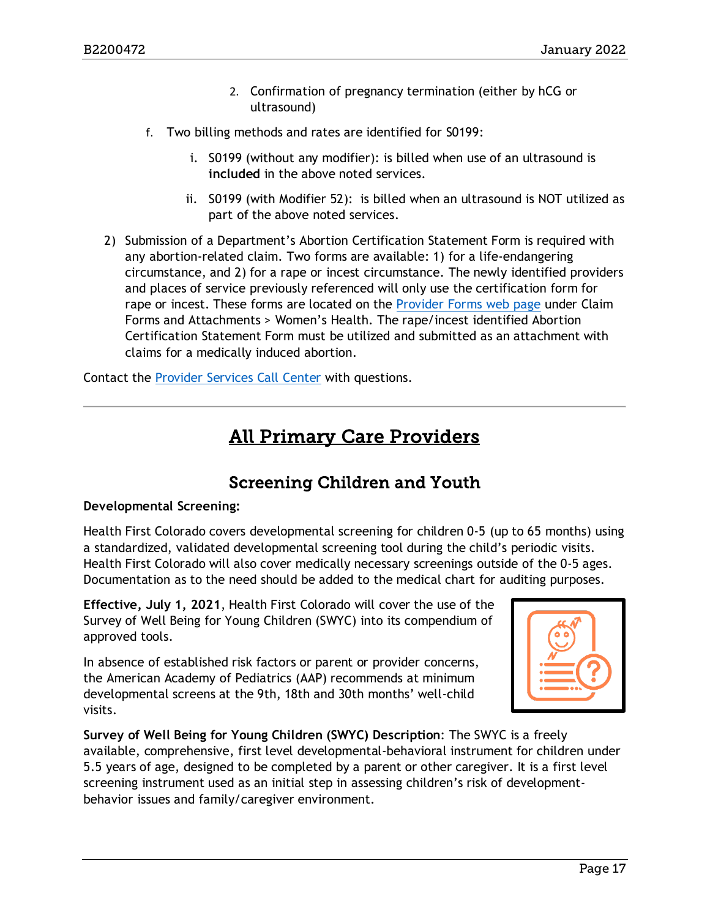2. Confirmation of pregnancy termination (either by hCG or ultrasound)

f. Two billing methods and rates are identified for S0199:

   i. S0199 (without any modifier): is billed when use of an ultrasound is **included** in the above noted services.

   ii. S0199 (with Modifier 52): is billed when an ultrasound is NOT utilized as part of the above noted services.

2) Submission of a Department's Abortion Certification Statement Form is required with any abortion-related claim. Two forms are available: 1) for a life-endangering circumstance, and 2) for a rape or incest circumstance. The newly identified providers and places of service previously referenced will only use the certification form for rape or incest. These forms are located on the Provider Forms web page under Claim Forms and Attachments > Women's Health. The rape/incest identified Abortion Certification Statement Form must be utilized and submitted as an attachment with claims for a medically induced abortion.

Contact the Provider Services Call Center with questions.

---

# All Primary Care Providers

## Screening Children and Youth

**Developmental Screening:**

Health First Colorado covers developmental screening for children 0-5 (up to 65 months) using a standardized, validated developmental screening tool during the child's periodic visits. Health First Colorado will also cover medically necessary screenings outside of the 0-5 ages. Documentation as to the need should be added to the medical chart for auditing purposes.

**Effective, July 1, 2021**, Health First Colorado will cover the use of the Survey of Well Being for Young Children (SWYC) into its compendium of approved tools.

In absence of established risk factors or parent or provider concerns, the American Academy of Pediatrics (AAP) recommends at minimum developmental screens at the 9th, 18th and 30th months' well-child visits.

**Survey of Well Being for Young Children (SWYC) Description**: The SWYC is a freely available, comprehensive, first level developmental-behavioral instrument for children under 5.5 years of age, designed to be completed by a parent or other caregiver. It is a first level screening instrument used as an initial step in assessing children's risk of development-behavior issues and family/caregiver environment.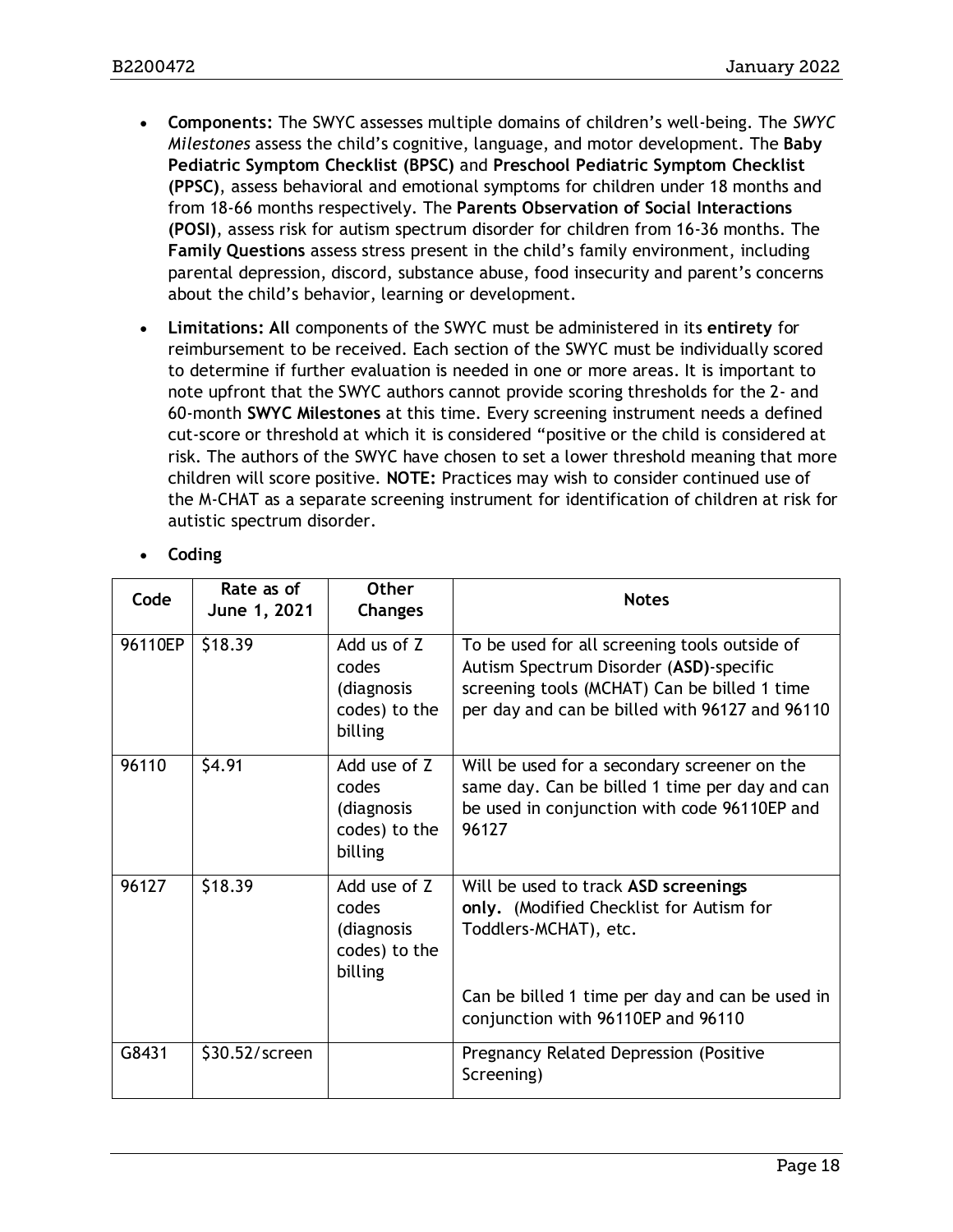- **Components:** The SWYC assesses multiple domains of children's well-being. The *SWYC Milestones* assess the child's cognitive, language, and motor development. The **Baby Pediatric Symptom Checklist (BPSC)** and **Preschool Pediatric Symptom Checklist (PPSC)**, assess behavioral and emotional symptoms for children under 18 months and from 18-66 months respectively. The **Parents Observation of Social Interactions (POSI)**, assess risk for autism spectrum disorder for children from 16-36 months. The **Family Questions** assess stress present in the child's family environment, including parental depression, discord, substance abuse, food insecurity and parent's concerns about the child's behavior, learning or development.

- **Limitations: All** components of the SWYC must be administered in its **entirety** for reimbursement to be received. Each section of the SWYC must be individually scored to determine if further evaluation is needed in one or more areas. It is important to note upfront that the SWYC authors cannot provide scoring thresholds for the 2- and 60-month **SWYC Milestones** at this time. Every screening instrument needs a defined cut-score or threshold at which it is considered "positive or the child is considered at risk. The authors of the SWYC have chosen to set a lower threshold meaning that more children will score positive. **NOTE:** Practices may wish to consider continued use of the M-CHAT as a separate screening instrument for identification of children at risk for autistic spectrum disorder.

- **Coding**

| Code | Rate as of June 1, 2021 | Other Changes | Notes |
|---|---|---|---|
| 96110EP | $18.39 | Add us of Z codes (diagnosis codes) to the billing | To be used for all screening tools outside of Autism Spectrum Disorder (**ASD**)-specific screening tools (MCHAT) Can be billed 1 time per day and can be billed with 96127 and 96110 |
| 96110 | $4.91 | Add use of Z codes (diagnosis codes) to the billing | Will be used for a secondary screener on the same day. Can be billed 1 time per day and can be used in conjunction with code 96110EP and 96127 |
| 96127 | $18.39 | Add use of Z codes (diagnosis codes) to the billing | Will be used to track **ASD screenings only.** (Modified Checklist for Autism for Toddlers-MCHAT), etc.<br><br>Can be billed 1 time per day and can be used in conjunction with 96110EP and 96110 |
| G8431 | $30.52/screen | | Pregnancy Related Depression (Positive Screening) |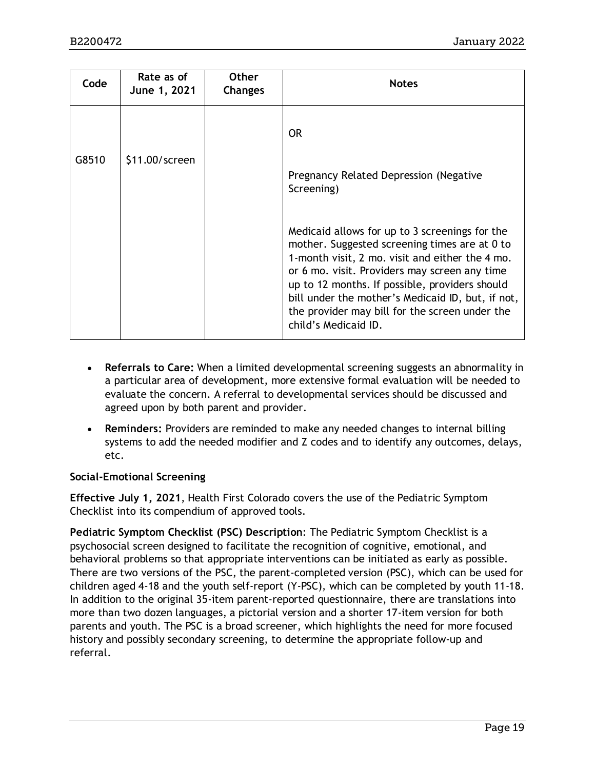| Code | Rate as of June 1, 2021 | Other Changes | Notes |
| --- | --- | --- | --- |
| G8510 | $11.00/screen | | OR<br><br>Pregnancy Related Depression (Negative Screening)<br><br>Medicaid allows for up to 3 screenings for the mother. Suggested screening times are at 0 to 1-month visit, 2 mo. visit and either the 4 mo. or 6 mo. visit. Providers may screen any time up to 12 months. If possible, providers should bill under the mother's Medicaid ID, but, if not, the provider may bill for the screen under the child's Medicaid ID. |

- **Referrals to Care:** When a limited developmental screening suggests an abnormality in a particular area of development, more extensive formal evaluation will be needed to evaluate the concern. A referral to developmental services should be discussed and agreed upon by both parent and provider.
- **Reminders:** Providers are reminded to make any needed changes to internal billing systems to add the needed modifier and Z codes and to identify any outcomes, delays, etc.

**Social-Emotional Screening**

**Effective July 1, 2021**, Health First Colorado covers the use of the Pediatric Symptom Checklist into its compendium of approved tools.

**Pediatric Symptom Checklist (PSC) Description**: The Pediatric Symptom Checklist is a psychosocial screen designed to facilitate the recognition of cognitive, emotional, and behavioral problems so that appropriate interventions can be initiated as early as possible. There are two versions of the PSC, the parent-completed version (PSC), which can be used for children aged 4-18 and the youth self-report (Y-PSC), which can be completed by youth 11-18. In addition to the original 35-item parent-reported questionnaire, there are translations into more than two dozen languages, a pictorial version and a shorter 17-item version for both parents and youth. The PSC is a broad screener, which highlights the need for more focused history and possibly secondary screening, to determine the appropriate follow-up and referral.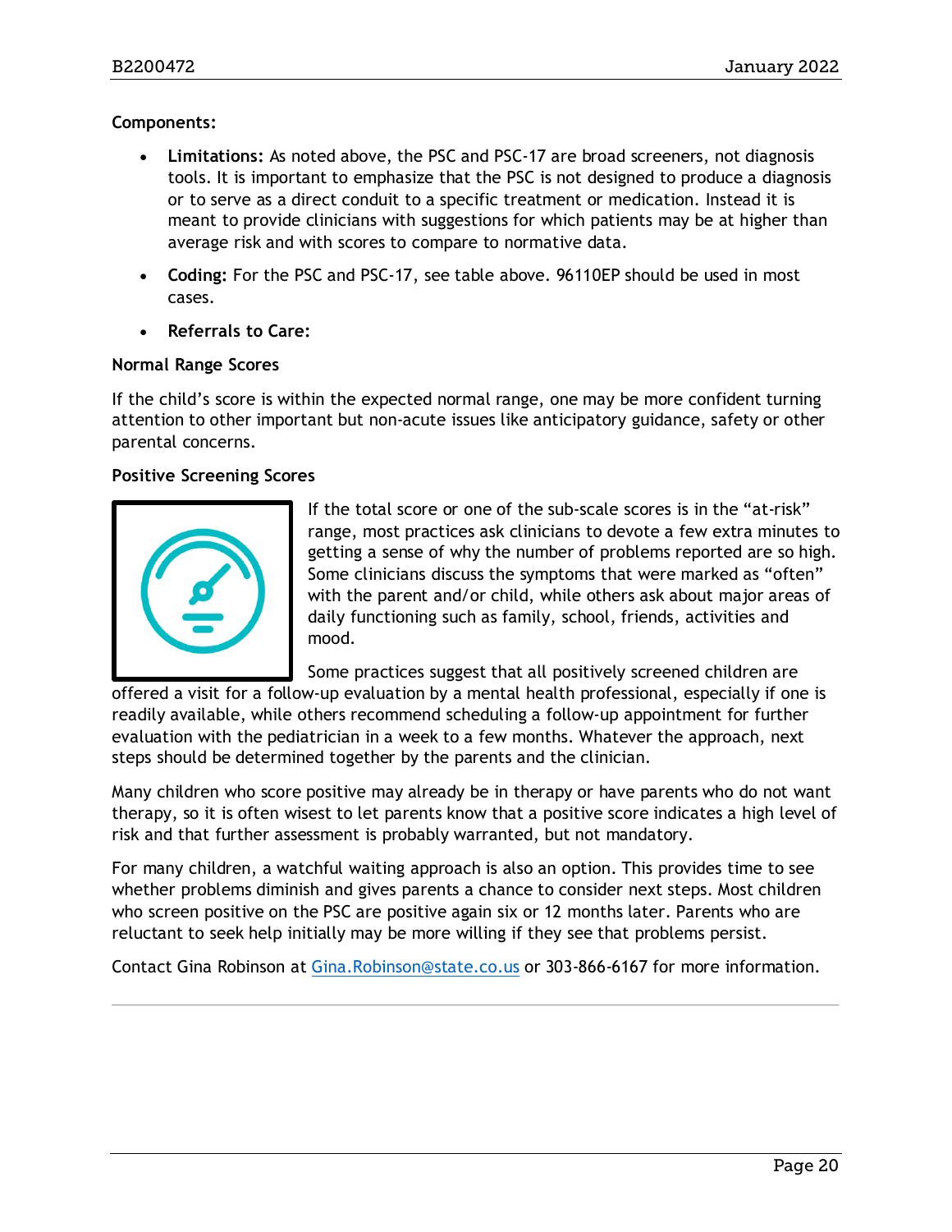**Components:**

- **Limitations:** As noted above, the PSC and PSC-17 are broad screeners, not diagnosis tools. It is important to emphasize that the PSC is not designed to produce a diagnosis or to serve as a direct conduit to a specific treatment or medication. Instead it is meant to provide clinicians with suggestions for which patients may be at higher than average risk and with scores to compare to normative data.
- **Coding:** For the PSC and PSC-17, see table above. 96110EP should be used in most cases.
- **Referrals to Care:**

**Normal Range Scores**

If the child's score is within the expected normal range, one may be more confident turning attention to other important but non-acute issues like anticipatory guidance, safety or other parental concerns.

**Positive Screening Scores**

If the total score or one of the sub-scale scores is in the "at-risk" range, most practices ask clinicians to devote a few extra minutes to getting a sense of why the number of problems reported are so high. Some clinicians discuss the symptoms that were marked as "often" with the parent and/or child, while others ask about major areas of daily functioning such as family, school, friends, activities and mood.

Some practices suggest that all positively screened children are offered a visit for a follow-up evaluation by a mental health professional, especially if one is readily available, while others recommend scheduling a follow-up appointment for further evaluation with the pediatrician in a week to a few months. Whatever the approach, next steps should be determined together by the parents and the clinician.

Many children who score positive may already be in therapy or have parents who do not want therapy, so it is often wisest to let parents know that a positive score indicates a high level of risk and that further assessment is probably warranted, but not mandatory.

For many children, a watchful waiting approach is also an option. This provides time to see whether problems diminish and gives parents a chance to consider next steps. Most children who screen positive on the PSC are positive again six or 12 months later. Parents who are reluctant to seek help initially may be more willing if they see that problems persist.

Contact Gina Robinson at Gina.Robinson@state.co.us or 303-866-6167 for more information.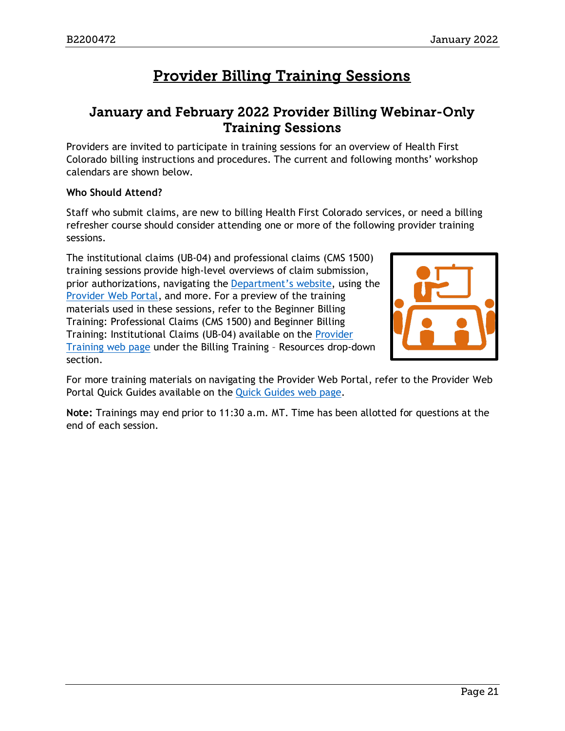# Provider Billing Training Sessions

## January and February 2022 Provider Billing Webinar-Only Training Sessions

Providers are invited to participate in training sessions for an overview of Health First Colorado billing instructions and procedures. The current and following months' workshop calendars are shown below.

**Who Should Attend?**

Staff who submit claims, are new to billing Health First Colorado services, or need a billing refresher course should consider attending one or more of the following provider training sessions.

The institutional claims (UB-04) and professional claims (CMS 1500) training sessions provide high-level overviews of claim submission, prior authorizations, navigating the Department's website, using the Provider Web Portal, and more. For a preview of the training materials used in these sessions, refer to the Beginner Billing Training: Professional Claims (CMS 1500) and Beginner Billing Training: Institutional Claims (UB-04) available on the Provider Training web page under the Billing Training – Resources drop-down section.

For more training materials on navigating the Provider Web Portal, refer to the Provider Web Portal Quick Guides available on the Quick Guides web page.

**Note:** Trainings may end prior to 11:30 a.m. MT. Time has been allotted for questions at the end of each session.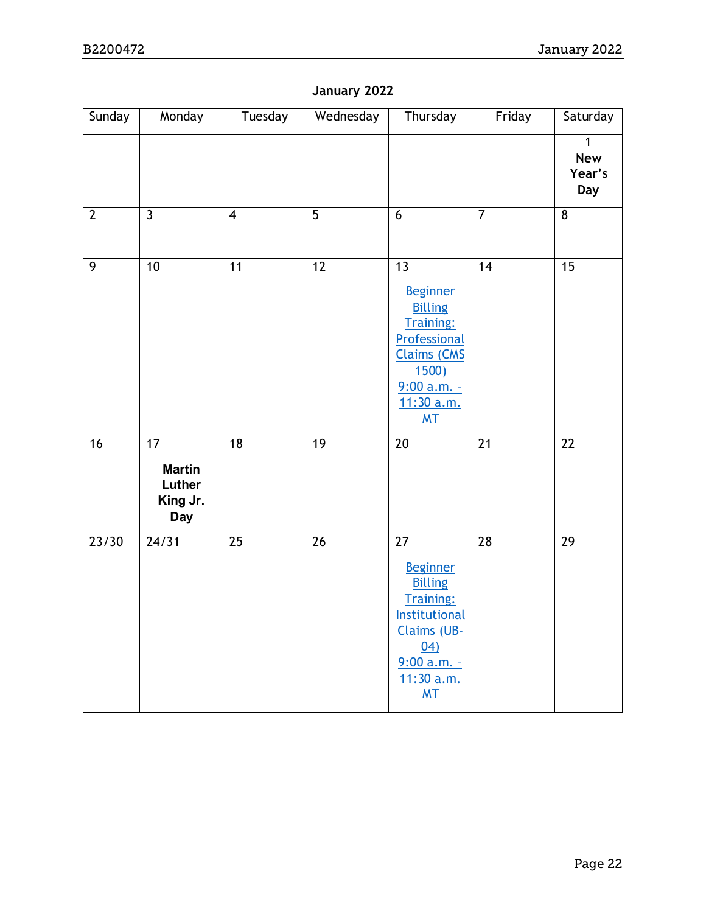**January 2022**

| Sunday | Monday | Tuesday | Wednesday | Thursday | Friday | Saturday |
|---|---|---|---|---|---|---|
| | | | | | | 1 **New Year's Day** |
| 2 | 3 | 4 | 5 | 6 | 7 | 8 |
| 9 | 10 | 11 | 12 | 13 Beginner Billing Training: Professional Claims (CMS 1500) 9:00 a.m. – 11:30 a.m. MT | 14 | 15 |
| 16 | 17 **Martin Luther King Jr. Day** | 18 | 19 | 20 | 21 | 22 |
| 23/30 | 24/31 | 25 | 26 | 27 Beginner Billing Training: Institutional Claims (UB-04) 9:00 a.m. – 11:30 a.m. MT | 28 | 29 |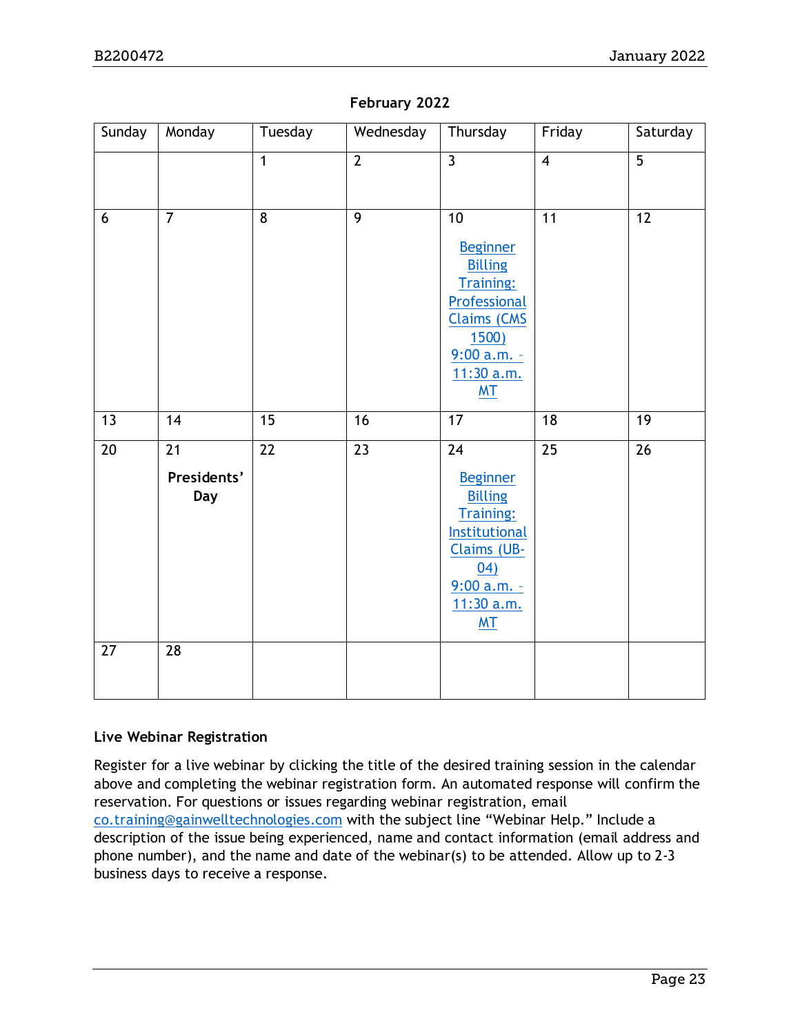**February 2022**

| Sunday | Monday | Tuesday | Wednesday | Thursday | Friday | Saturday |
|---|---|---|---|---|---|---|
| | | 1 | 2 | 3 | 4 | 5 |
| 6 | 7 | 8 | 9 | 10 Beginner Billing Training: Professional Claims (CMS 1500) 9:00 a.m. - 11:30 a.m. MT | 11 | 12 |
| 13 | 14 | 15 | 16 | 17 | 18 | 19 |
| 20 | 21 **Presidents' Day** | 22 | 23 | 24 Beginner Billing Training: Institutional Claims (UB-04) 9:00 a.m. - 11:30 a.m. MT | 25 | 26 |
| 27 | 28 | | | | | |

### Live Webinar Registration

Register for a live webinar by clicking the title of the desired training session in the calendar above and completing the webinar registration form. An automated response will confirm the reservation. For questions or issues regarding webinar registration, email co.training@gainwelltechnologies.com with the subject line "Webinar Help." Include a description of the issue being experienced, name and contact information (email address and phone number), and the name and date of the webinar(s) to be attended. Allow up to 2-3 business days to receive a response.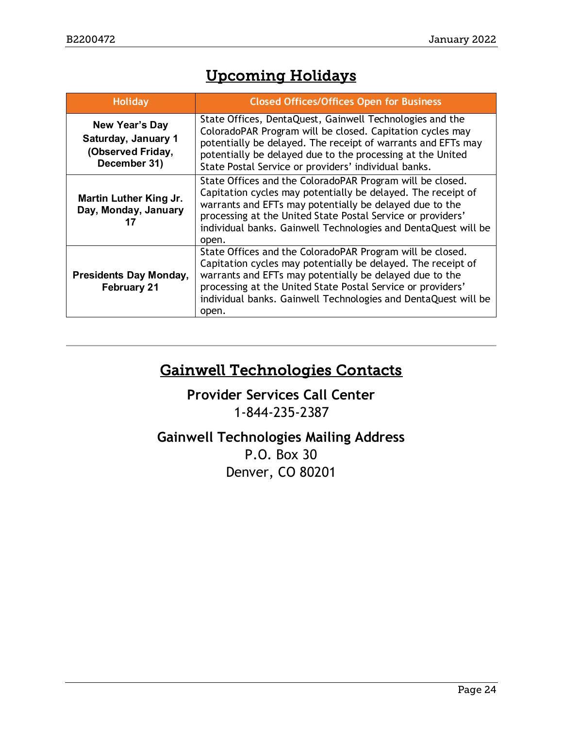## Upcoming Holidays

| Holiday | Closed Offices/Offices Open for Business |
| --- | --- |
| **New Year's Day Saturday, January 1 (Observed Friday, December 31)** | State Offices, DentaQuest, Gainwell Technologies and the ColoradoPAR Program will be closed. Capitation cycles may potentially be delayed. The receipt of warrants and EFTs may potentially be delayed due to the processing at the United State Postal Service or providers' individual banks. |
| **Martin Luther King Jr. Day, Monday, January 17** | State Offices and the ColoradoPAR Program will be closed. Capitation cycles may potentially be delayed. The receipt of warrants and EFTs may potentially be delayed due to the processing at the United State Postal Service or providers' individual banks. Gainwell Technologies and DentaQuest will be open. |
| **Presidents Day Monday, February 21** | State Offices and the ColoradoPAR Program will be closed. Capitation cycles may potentially be delayed. The receipt of warrants and EFTs may potentially be delayed due to the processing at the United State Postal Service or providers' individual banks. Gainwell Technologies and DentaQuest will be open. |

---

## Gainwell Technologies Contacts

**Provider Services Call Center**
1-844-235-2387

**Gainwell Technologies Mailing Address**
P.O. Box 30
Denver, CO 80201